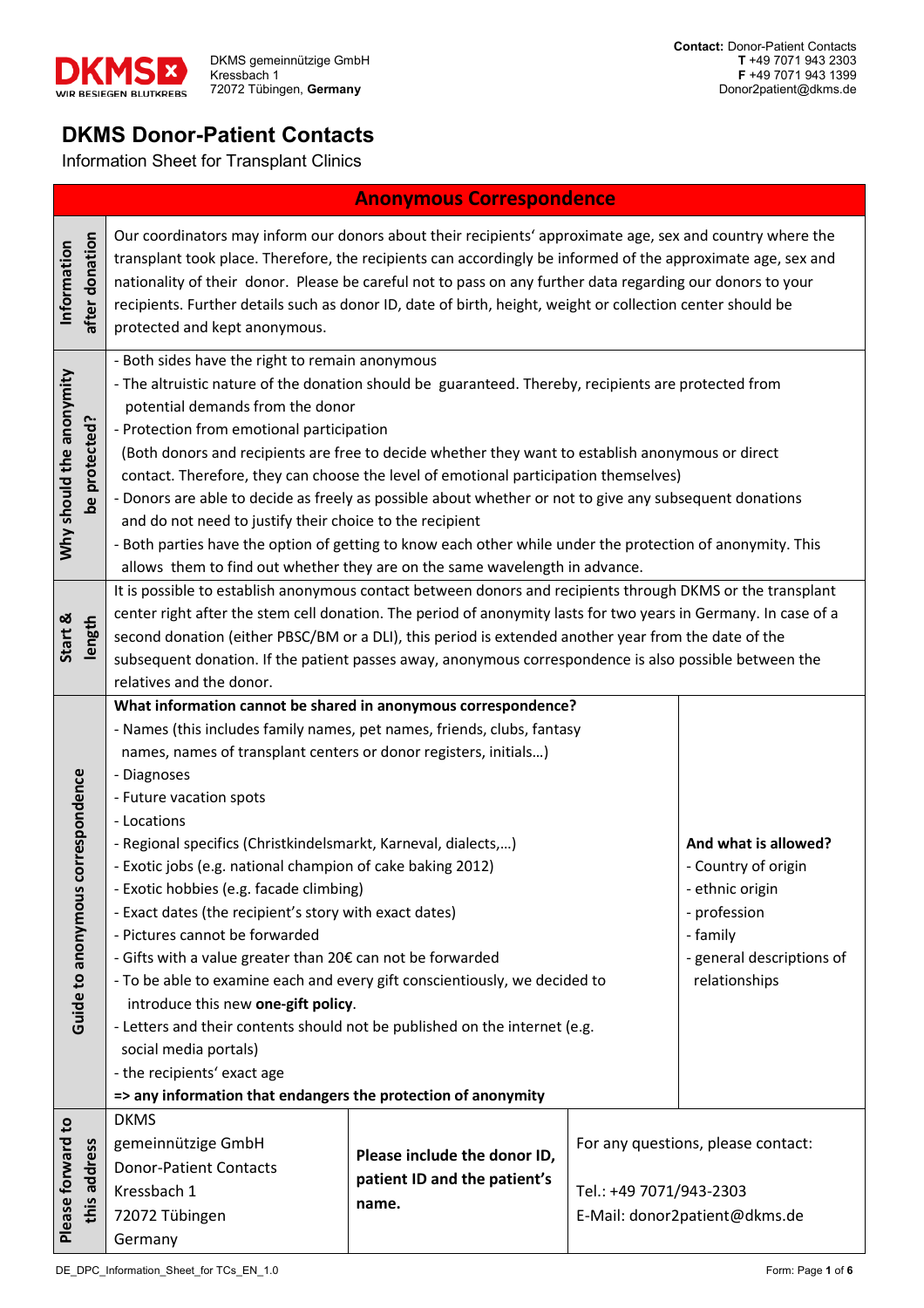DKMS gemeinnützige GmbH
Kressbach 1
72072 Tübingen, **Germany**

**Contact:** Donor-Patient Contacts
**T** +49 7071 943 2303
**F** +49 7071 943 1399
Donor2patient@dkms.de

# DKMS Donor-Patient Contacts

Information Sheet for Transplant Clinics

## Anonymous Correspondence

| | |
|---|---|
| **Information after donation** | Our coordinators may inform our donors about their recipients' approximate age, sex and country where the transplant took place. Therefore, the recipients can accordingly be informed of the approximate age, sex and nationality of their donor. Please be careful not to pass on any further data regarding our donors to your recipients. Further details such as donor ID, date of birth, height, weight or collection center should be protected and kept anonymous. |
| **Why should the anonymity be protected?** | - Both sides have the right to remain anonymous<br>- The altruistic nature of the donation should be guaranteed. Thereby, recipients are protected from potential demands from the donor<br>- Protection from emotional participation (Both donors and recipients are free to decide whether they want to establish anonymous or direct contact. Therefore, they can choose the level of emotional participation themselves)<br>- Donors are able to decide as freely as possible about whether or not to give any subsequent donations and do not need to justify their choice to the recipient<br>- Both parties have the option of getting to know each other while under the protection of anonymity. This allows them to find out whether they are on the same wavelength in advance. |
| **Start & length** | It is possible to establish anonymous contact between donors and recipients through DKMS or the transplant center right after the stem cell donation. The period of anonymity lasts for two years in Germany. In case of a second donation (either PBSC/BM or a DLI), this period is extended another year from the date of the subsequent donation. If the patient passes away, anonymous correspondence is also possible between the relatives and the donor. |
| **Guide to anonymous correspondence** | **What information cannot be shared in anonymous correspondence?**<br>- Names (this includes family names, pet names, friends, clubs, fantasy names, names of transplant centers or donor registers, initials…)<br>- Diagnoses<br>- Future vacation spots<br>- Locations<br>- Regional specifics (Christkindelsmarkt, Karneval, dialects,…)<br>- Exotic jobs (e.g. national champion of cake baking 2012)<br>- Exotic hobbies (e.g. facade climbing)<br>- Exact dates (the recipient's story with exact dates)<br>- Pictures cannot be forwarded<br>- Gifts with a value greater than 20€ can not be forwarded<br>- To be able to examine each and every gift conscientiously, we decided to introduce this new **one-gift policy**.<br>- Letters and their contents should not be published on the internet (e.g. social media portals)<br>- the recipients' exact age<br>**=> any information that endangers the protection of anonymity**<br><br>**And what is allowed?**<br>- Country of origin<br>- ethnic origin<br>- profession<br>- family<br>- general descriptions of relationships |
| **Please forward to this address** | DKMS gemeinnützige GmbH<br>Donor-Patient Contacts<br>Kressbach 1<br>72072 Tübingen<br>Germany<br><br>**Please include the donor ID, patient ID and the patient's name.**<br><br>For any questions, please contact:<br>Tel.: +49 7071/943-2303<br>E-Mail: donor2patient@dkms.de |

DE_DPC_Information_Sheet_for TCs_EN_1.0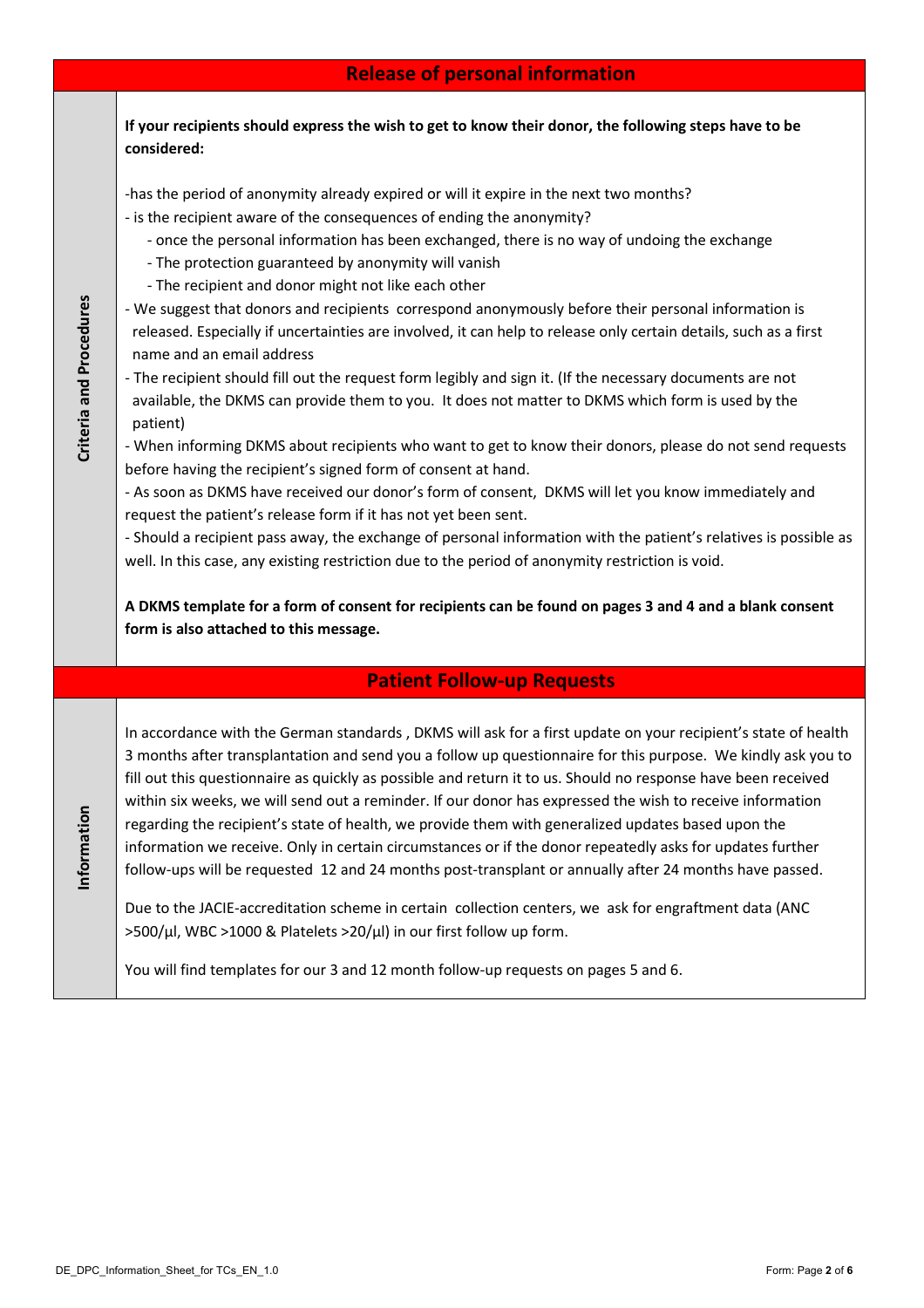## Release of personal information

**Criteria and Procedures**

**If your recipients should express the wish to get to know their donor, the following steps have to be considered:**

-has the period of anonymity already expired or will it expire in the next two months?
- is the recipient aware of the consequences of ending the anonymity?
  - once the personal information has been exchanged, there is no way of undoing the exchange
  - The protection guaranteed by anonymity will vanish
  - The recipient and donor might not like each other
- We suggest that donors and recipients correspond anonymously before their personal information is released. Especially if uncertainties are involved, it can help to release only certain details, such as a first name and an email address
- The recipient should fill out the request form legibly and sign it. (If the necessary documents are not available, the DKMS can provide them to you. It does not matter to DKMS which form is used by the patient)
- When informing DKMS about recipients who want to get to know their donors, please do not send requests before having the recipient's signed form of consent at hand.
- As soon as DKMS have received our donor's form of consent, DKMS will let you know immediately and request the patient's release form if it has not yet been sent.
- Should a recipient pass away, the exchange of personal information with the patient's relatives is possible as well. In this case, any existing restriction due to the period of anonymity restriction is void.

**A DKMS template for a form of consent for recipients can be found on pages 3 and 4 and a blank consent form is also attached to this message.**

## Patient Follow-up Requests

**Information**

In accordance with the German standards , DKMS will ask for a first update on your recipient's state of health 3 months after transplantation and send you a follow up questionnaire for this purpose. We kindly ask you to fill out this questionnaire as quickly as possible and return it to us. Should no response have been received within six weeks, we will send out a reminder. If our donor has expressed the wish to receive information regarding the recipient's state of health, we provide them with generalized updates based upon the information we receive. Only in certain circumstances or if the donor repeatedly asks for updates further follow-ups will be requested 12 and 24 months post-transplant or annually after 24 months have passed.

Due to the JACIE-accreditation scheme in certain collection centers, we ask for engraftment data (ANC >500/µl, WBC >1000 & Platelets >20/µl) in our first follow up form.

You will find templates for our 3 and 12 month follow-up requests on pages 5 and 6.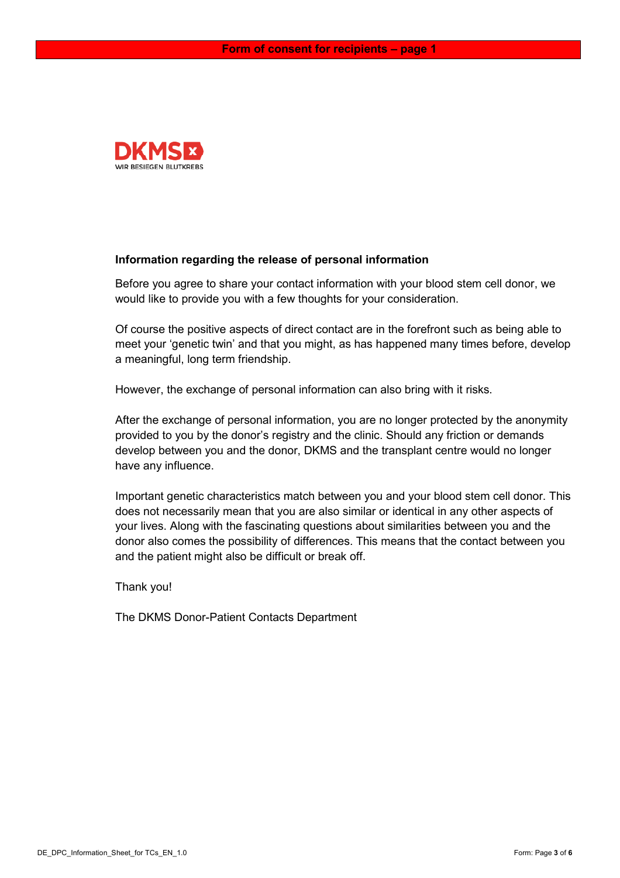**Form of consent for recipients – page 1**

DKMS
WIR BESIEGEN BLUTKREBS

### Information regarding the release of personal information

Before you agree to share your contact information with your blood stem cell donor, we would like to provide you with a few thoughts for your consideration.

Of course the positive aspects of direct contact are in the forefront such as being able to meet your 'genetic twin' and that you might, as has happened many times before, develop a meaningful, long term friendship.

However, the exchange of personal information can also bring with it risks.

After the exchange of personal information, you are no longer protected by the anonymity provided to you by the donor's registry and the clinic. Should any friction or demands develop between you and the donor, DKMS and the transplant centre would no longer have any influence.

Important genetic characteristics match between you and your blood stem cell donor. This does not necessarily mean that you are also similar or identical in any other aspects of your lives. Along with the fascinating questions about similarities between you and the donor also comes the possibility of differences. This means that the contact between you and the patient might also be difficult or break off.

Thank you!

The DKMS Donor-Patient Contacts Department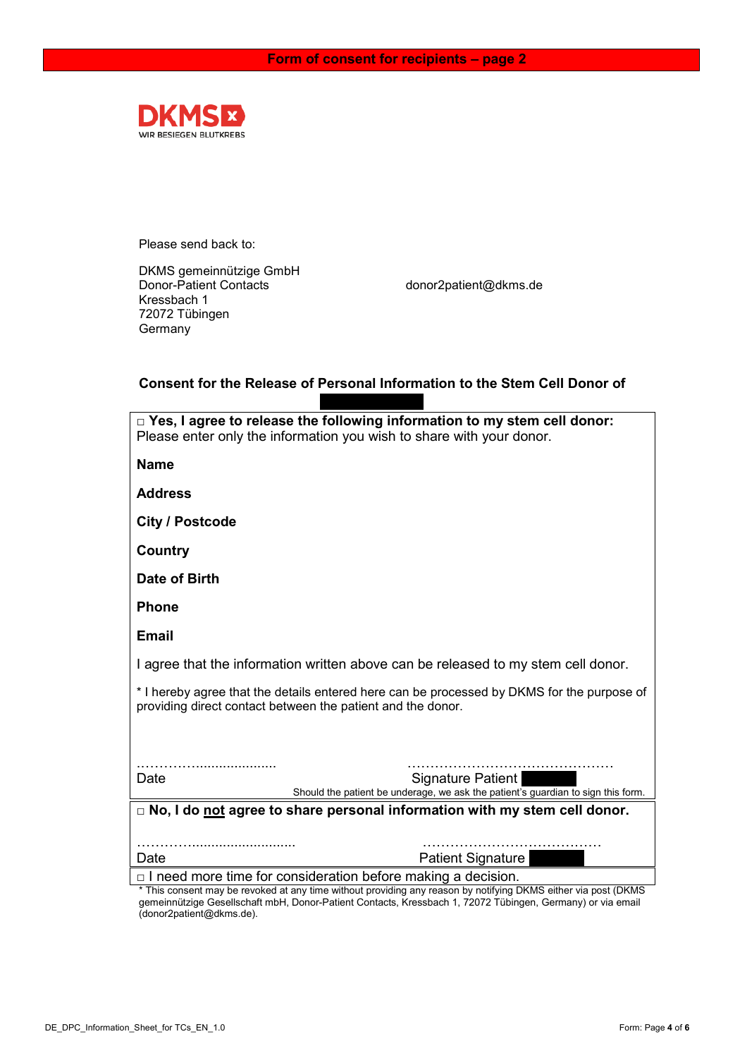**Form of consent for recipients – page 2**

DKMS
WIR BESIEGEN BLUTKREBS

Please send back to:

DKMS gemeinnützige GmbH
Donor-Patient Contacts
Kressbach 1
72072 Tübingen
Germany

donor2patient@dkms.de

## Consent for the Release of Personal Information to the Stem Cell Donor of

□ **Yes, I agree to release the following information to my stem cell donor:**
Please enter only the information you wish to share with your donor.

**Name**

**Address**

**City / Postcode**

**Country**

**Date of Birth**

**Phone**

**Email**

I agree that the information written above can be released to my stem cell donor.

* I hereby agree that the details entered here can be processed by DKMS for the purpose of providing direct contact between the patient and the donor.

……………………………… ………………………………………
Date Signature Patient

Should the patient be underage, we ask the patient's guardian to sign this form.

□ **No, I do not agree to share personal information with my stem cell donor.**

…………………………………… ……………………………………
Date Patient Signature

□ I need more time for consideration before making a decision.

* This consent may be revoked at any time without providing any reason by notifying DKMS either via post (DKMS gemeinnützige Gesellschaft mbH, Donor-Patient Contacts, Kressbach 1, 72072 Tübingen, Germany) or via email (donor2patient@dkms.de).

DE_DPC_Information_Sheet_for TCs_EN_1.0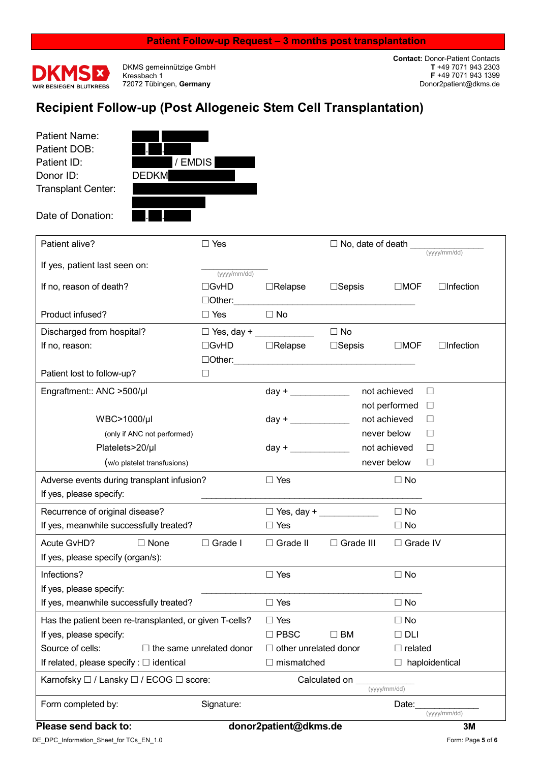**Patient Follow-up Request – 3 months post transplantation**

DKMS WIR BESIEGEN BLUTKREBS

DKMS gemeinnützige GmbH
Kressbach 1
72072 Tübingen, **Germany**

**Contact:** Donor-Patient Contacts
**T** +49 7071 943 2303
**F** +49 7071 943 1399
Donor2patient@dkms.de

# Recipient Follow-up (Post Allogeneic Stem Cell Transplantation)

Patient Name:
Patient DOB: . .
Patient ID: / EMDIS
Donor ID: DEDKM
Transplant Center:

Date of Donation: . .

| | | | | | |
|---|---|---|---|---|---|
| Patient alive? | ☐ Yes | | ☐ No, date of death ___________ (yyyy/mm/dd) | | |
| If yes, patient last seen on: | ___________ (yyyy/mm/dd) | | | | |
| If no, reason of death? | ☐GvHD | ☐Relapse | ☐Sepsis | ☐MOF | ☐Infection |
| | ☐Other: ___________ | | | | |
| Product infused? | ☐ Yes | ☐ No | | | |
| Discharged from hospital? | ☐ Yes, day + ___________ | | ☐ No | | |
| If no, reason: | ☐GvHD | ☐Relapse | ☐Sepsis | ☐MOF | ☐Infection |
| | ☐Other: ___________ | | | | |
| Patient lost to follow-up? | ☐ | | | | |
| Engraftment:: ANC >500/µl | | day + ___________ | not achieved ☐ | | |
| | | | not performed ☐ | | |
| WBC>1000/µl | | day + ___________ | not achieved ☐ | | |
| (only if ANC not performed) | | | never below ☐ | | |
| Platelets>20/µl | | day + ___________ | not achieved ☐ | | |
| (w/o platelet transfusions) | | | never below ☐ | | |
| Adverse events during transplant infusion? | | ☐ Yes | | ☐ No | |
| If yes, please specify: | ___________ | | | | |
| Recurrence of original disease? | | ☐ Yes, day + ___________ | | ☐ No | |
| If yes, meanwhile successfully treated? | | ☐ Yes | | ☐ No | |
| Acute GvHD? ☐ None | ☐ Grade I | ☐ Grade II | ☐ Grade III | ☐ Grade IV | |
| If yes, please specify (organ/s): | | | | | |
| Infections? | | ☐ Yes | | ☐ No | |
| If yes, please specify: | ___________ | | | | |
| If yes, meanwhile successfully treated? | | ☐ Yes | | ☐ No | |
| Has the patient been re-transplanted, or given T-cells? | | ☐ Yes | | ☐ No | |
| If yes, please specify: | | ☐ PBSC | ☐ BM | ☐ DLI | |
| Source of cells: ☐ the same unrelated donor | | ☐ other unrelated donor | | ☐ related | |
| If related, please specify : ☐ identical | | ☐ mismatched | | ☐ haploidentical | |
| Karnofsky ☐ / Lansky ☐ / ECOG ☐ score: | | Calculated on ___________ (yyyy/mm/dd) | | | |
| Form completed by: | Signature: | | | Date: ___________ (yyyy/mm/dd) | |

**Please send back to:** **donor2patient@dkms.de** **3M**

DE_DPC_Information_Sheet_for TCs_EN_1.0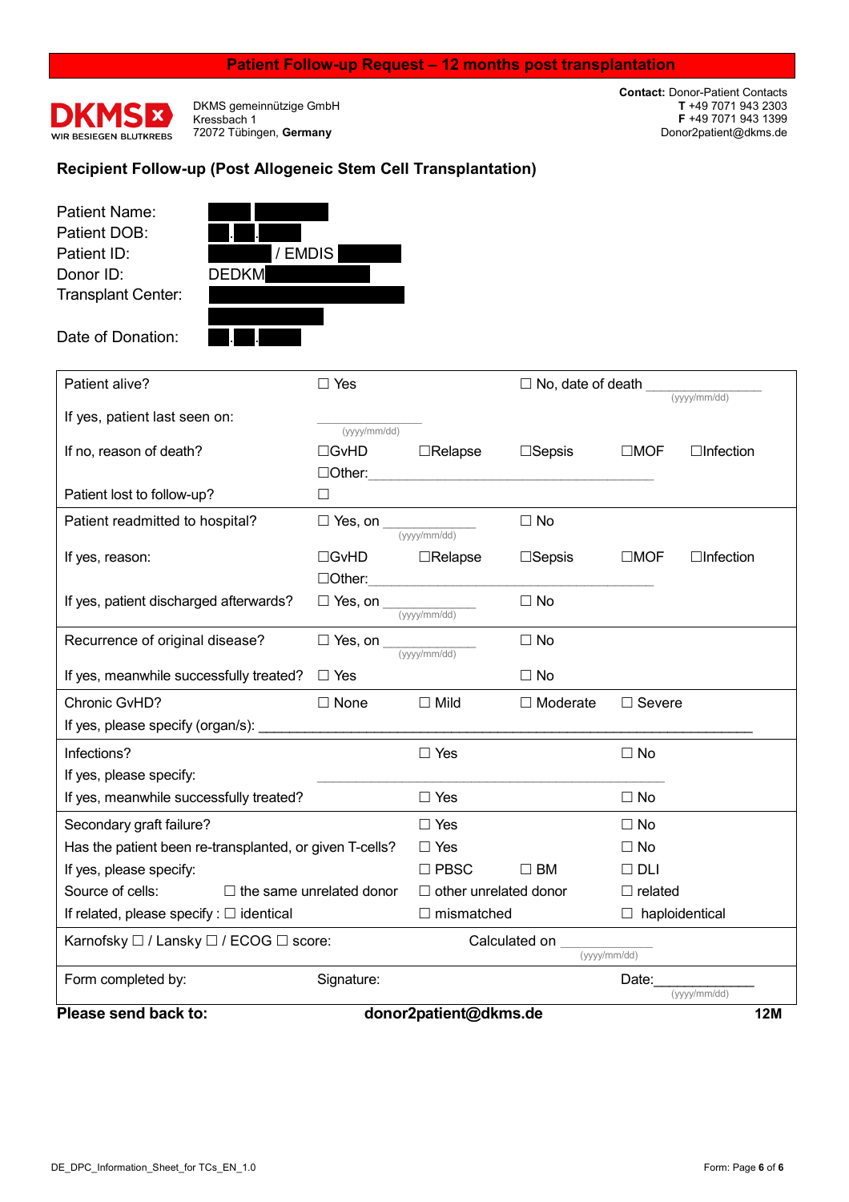# Patient Follow-up Request – 12 months post transplantation

DKMS gemeinnützige GmbH
Kressbach 1
72072 Tübingen, **Germany**

**Contact:** Donor-Patient Contacts
**T** +49 7071 943 2303
**F** +49 7071 943 1399
Donor2patient@dkms.de

## Recipient Follow-up (Post Allogeneic Stem Cell Transplantation)

Patient Name:
Patient DOB: . .
Patient ID: / EMDIS
Donor ID: DEDKM
Transplant Center:

Date of Donation: . .

| | | | | | |
|---|---|---|---|---|---|
| Patient alive? | ☐ Yes | | ☐ No, date of death ______ (yyyy/mm/dd) | | |
| If yes, patient last seen on: | ______ (yyyy/mm/dd) | | | | |
| If no, reason of death? | ☐GvHD | ☐Relapse | ☐Sepsis | ☐MOF | ☐Infection |
| | ☐Other: ______ | | | | |
| Patient lost to follow-up? | ☐ | | | | |
| Patient readmitted to hospital? | ☐ Yes, on ______ (yyyy/mm/dd) | | ☐ No | | |
| If yes, reason: | ☐GvHD | ☐Relapse | ☐Sepsis | ☐MOF | ☐Infection |
| | ☐Other: ______ | | | | |
| If yes, patient discharged afterwards? | ☐ Yes, on ______ (yyyy/mm/dd) | | ☐ No | | |
| Recurrence of original disease? | ☐ Yes, on ______ (yyyy/mm/dd) | | ☐ No | | |
| If yes, meanwhile successfully treated? | ☐ Yes | | ☐ No | | |
| Chronic GvHD? | ☐ None | ☐ Mild | ☐ Moderate | ☐ Severe | |
| If yes, please specify (organ/s): ______ | | | | | |
| Infections? | | ☐ Yes | | ☐ No | |
| If yes, please specify: | ______ | | | | |
| If yes, meanwhile successfully treated? | | ☐ Yes | | ☐ No | |
| Secondary graft failure? | | ☐ Yes | | ☐ No | |
| Has the patient been re-transplanted, or given T-cells? | | ☐ Yes | | ☐ No | |
| If yes, please specify: | | ☐ PBSC | ☐ BM | ☐ DLI | |
| Source of cells: | ☐ the same unrelated donor | ☐ other unrelated donor | | ☐ related | |
| If related, please specify : ☐ identical | | ☐ mismatched | | ☐ haploidentical | |
| Karnofsky ☐ / Lansky ☐ / ECOG ☐ score: | | Calculated on ______ (yyyy/mm/dd) | | | |
| Form completed by: | Signature: | | | Date:______ (yyyy/mm/dd) | |

**Please send back to:** **donor2patient@dkms.de** **12M**

DE_DPC_Information_Sheet_for TCs_EN_1.0